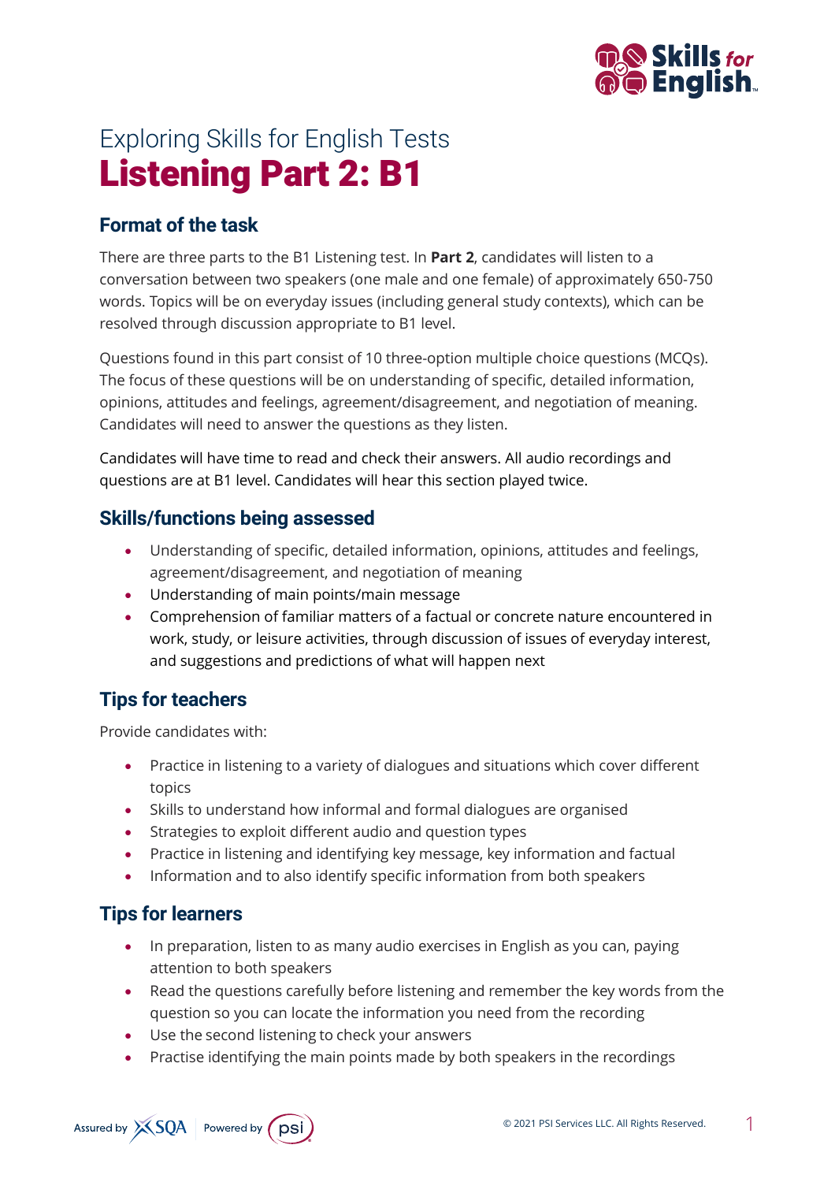Exploring Skills for English Tests

# Listening Part 2: B1

## Format of the task

There are three parts to the B1 Listening test. In **Part 2**, candidates will listen to a conversation between two speakers (one male and one female) of approximately 650-750 words. Topics will be on everyday issues (including general study contexts), which can be resolved through discussion appropriate to B1 level.

Questions found in this part consist of 10 three-option multiple choice questions (MCQs). The focus of these questions will be on understanding of specific, detailed information, opinions, attitudes and feelings, agreement/disagreement, and negotiation of meaning. Candidates will need to answer the questions as they listen.

Candidates will have time to read and check their answers. All audio recordings and questions are at B1 level. Candidates will hear this section played twice.

## Skills/functions being assessed

- Understanding of specific, detailed information, opinions, attitudes and feelings, agreement/disagreement, and negotiation of meaning
- Understanding of main points/main message
- Comprehension of familiar matters of a factual or concrete nature encountered in work, study, or leisure activities, through discussion of issues of everyday interest, and suggestions and predictions of what will happen next

## Tips for teachers

Provide candidates with:

- Practice in listening to a variety of dialogues and situations which cover different topics
- Skills to understand how informal and formal dialogues are organised
- Strategies to exploit different audio and question types
- Practice in listening and identifying key message, key information and factual
- Information and to also identify specific information from both speakers

## Tips for learners

- In preparation, listen to as many audio exercises in English as you can, paying attention to both speakers
- Read the questions carefully before listening and remember the key words from the question so you can locate the information you need from the recording
- Use the second listening to check your answers
- Practise identifying the main points made by both speakers in the recordings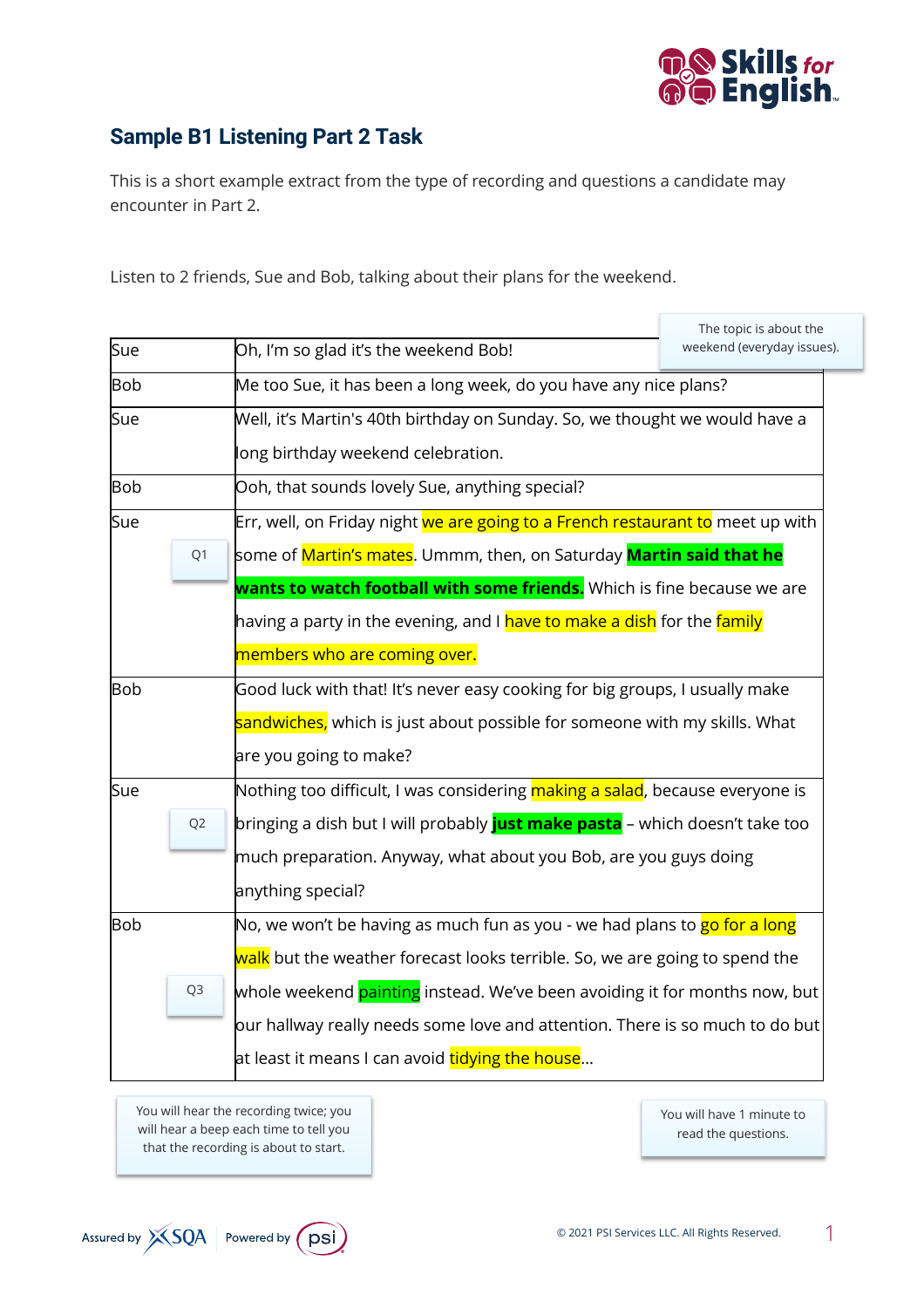## Sample B1 Listening Part 2 Task

This is a short example extract from the type of recording and questions a candidate may encounter in Part 2.

Listen to 2 friends, Sue and Bob, talking about their plans for the weekend.

The topic is about the weekend (everyday issues).

| Sue | Oh, I'm so glad it's the weekend Bob! |
|---|---|
| Bob | Me too Sue, it has been a long week, do you have any nice plans? |
| Sue | Well, it's Martin's 40th birthday on Sunday. So, we thought we would have a long birthday weekend celebration. |
| Bob | Ooh, that sounds lovely Sue, anything special? |
| Sue (Q1) | Err, well, on Friday night we are going to a French restaurant to meet up with some of Martin's mates. Ummm, then, on Saturday **Martin said that he wants to watch football with some friends.** Which is fine because we are having a party in the evening, and I have to make a dish for the family members who are coming over. |
| Bob | Good luck with that! It's never easy cooking for big groups, I usually make sandwiches, which is just about possible for someone with my skills. What are you going to make? |
| Sue (Q2) | Nothing too difficult, I was considering making a salad, because everyone is bringing a dish but I will probably **just make pasta** – which doesn't take too much preparation. Anyway, what about you Bob, are you guys doing anything special? |
| Bob (Q3) | No, we won't be having as much fun as you - we had plans to go for a long walk but the weather forecast looks terrible. So, we are going to spend the whole weekend painting instead. We've been avoiding it for months now, but our hallway really needs some love and attention. There is so much to do but at least it means I can avoid tidying the house... |

You will hear the recording twice; you will hear a beep each time to tell you that the recording is about to start.

You will have 1 minute to read the questions.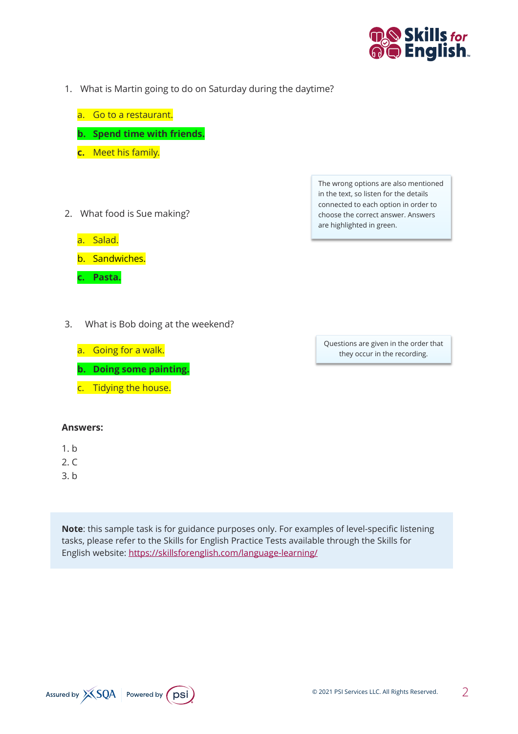1. What is Martin going to do on Saturday during the daytime?

   a. Go to a restaurant.

   **b. Spend time with friends.**

   c. Meet his family.

> The wrong options are also mentioned in the text, so listen for the details connected to each option in order to choose the correct answer. Answers are highlighted in green.

2. What food is Sue making?

   a. Salad.

   b. Sandwiches.

   **c. Pasta.**

3. What is Bob doing at the weekend?

   a. Going for a walk.

   **b. Doing some painting.**

   c. Tidying the house.

> Questions are given in the order that they occur in the recording.

**Answers:**

1. b
2. C
3. b

**Note**: this sample task is for guidance purposes only. For examples of level-specific listening tasks, please refer to the Skills for English Practice Tests available through the Skills for English website: https://skillsforenglish.com/language-learning/